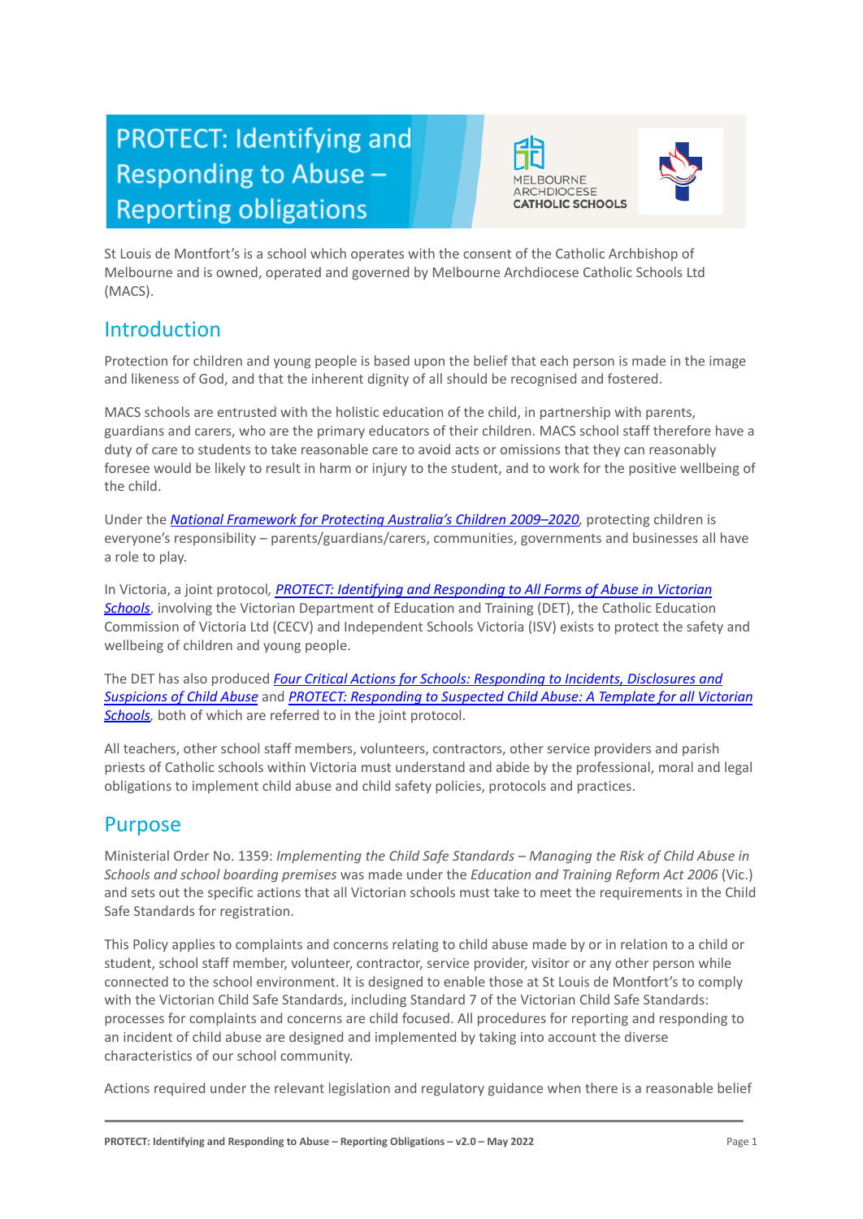# PROTECT: Identifying and Responding to Abuse – Reporting obligations

MELBOURNE ARCHDIOCESE CATHOLIC SCHOOLS

St Louis de Montfort's is a school which operates with the consent of the Catholic Archbishop of Melbourne and is owned, operated and governed by Melbourne Archdiocese Catholic Schools Ltd (MACS).

## Introduction

Protection for children and young people is based upon the belief that each person is made in the image and likeness of God, and that the inherent dignity of all should be recognised and fostered.

MACS schools are entrusted with the holistic education of the child, in partnership with parents, guardians and carers, who are the primary educators of their children. MACS school staff therefore have a duty of care to students to take reasonable care to avoid acts or omissions that they can reasonably foresee would be likely to result in harm or injury to the student, and to work for the positive wellbeing of the child.

Under the [*National Framework for Protecting Australia's Children 2009–2020*](), protecting children is everyone's responsibility – parents/guardians/carers, communities, governments and businesses all have a role to play.

In Victoria, a joint protocol, [*PROTECT: Identifying and Responding to All Forms of Abuse in Victorian Schools*](), involving the Victorian Department of Education and Training (DET), the Catholic Education Commission of Victoria Ltd (CECV) and Independent Schools Victoria (ISV) exists to protect the safety and wellbeing of children and young people.

The DET has also produced [*Four Critical Actions for Schools: Responding to Incidents, Disclosures and Suspicions of Child Abuse*]() and [*PROTECT: Responding to Suspected Child Abuse: A Template for all Victorian Schools*](), both of which are referred to in the joint protocol.

All teachers, other school staff members, volunteers, contractors, other service providers and parish priests of Catholic schools within Victoria must understand and abide by the professional, moral and legal obligations to implement child abuse and child safety policies, protocols and practices.

## Purpose

Ministerial Order No. 1359: *Implementing the Child Safe Standards – Managing the Risk of Child Abuse in Schools and school boarding premises* was made under the *Education and Training Reform Act 2006* (Vic.) and sets out the specific actions that all Victorian schools must take to meet the requirements in the Child Safe Standards for registration.

This Policy applies to complaints and concerns relating to child abuse made by or in relation to a child or student, school staff member, volunteer, contractor, service provider, visitor or any other person while connected to the school environment. It is designed to enable those at St Louis de Montfort's to comply with the Victorian Child Safe Standards, including Standard 7 of the Victorian Child Safe Standards: processes for complaints and concerns are child focused. All procedures for reporting and responding to an incident of child abuse are designed and implemented by taking into account the diverse characteristics of our school community.

Actions required under the relevant legislation and regulatory guidance when there is a reasonable belief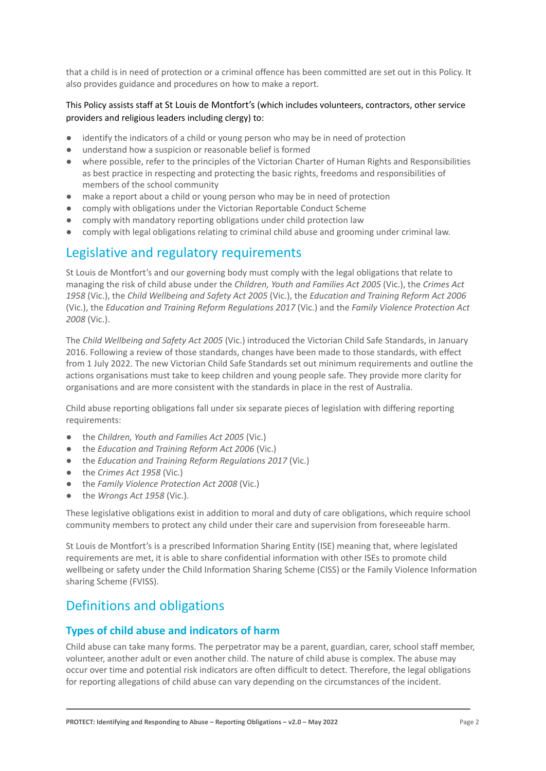that a child is in need of protection or a criminal offence has been committed are set out in this Policy. It also provides guidance and procedures on how to make a report.

This Policy assists staff at St Louis de Montfort's (which includes volunteers, contractors, other service providers and religious leaders including clergy) to:

- identify the indicators of a child or young person who may be in need of protection
- understand how a suspicion or reasonable belief is formed
- where possible, refer to the principles of the Victorian Charter of Human Rights and Responsibilities as best practice in respecting and protecting the basic rights, freedoms and responsibilities of members of the school community
- make a report about a child or young person who may be in need of protection
- comply with obligations under the Victorian Reportable Conduct Scheme
- comply with mandatory reporting obligations under child protection law
- comply with legal obligations relating to criminal child abuse and grooming under criminal law.

## Legislative and regulatory requirements

St Louis de Montfort's and our governing body must comply with the legal obligations that relate to managing the risk of child abuse under the *Children, Youth and Families Act 2005* (Vic.), the *Crimes Act 1958* (Vic.), the *Child Wellbeing and Safety Act 2005* (Vic.), the *Education and Training Reform Act 2006* (Vic.), the *Education and Training Reform Regulations 2017* (Vic.) and the *Family Violence Protection Act 2008* (Vic.).

The *Child Wellbeing and Safety Act 2005* (Vic.) introduced the Victorian Child Safe Standards, in January 2016. Following a review of those standards, changes have been made to those standards, with effect from 1 July 2022. The new Victorian Child Safe Standards set out minimum requirements and outline the actions organisations must take to keep children and young people safe. They provide more clarity for organisations and are more consistent with the standards in place in the rest of Australia.

Child abuse reporting obligations fall under six separate pieces of legislation with differing reporting requirements:

- the *Children, Youth and Families Act 2005* (Vic.)
- the *Education and Training Reform Act 2006* (Vic.)
- the *Education and Training Reform Regulations 2017* (Vic.)
- the *Crimes Act 1958* (Vic.)
- the *Family Violence Protection Act 2008* (Vic.)
- the *Wrongs Act 1958* (Vic.).

These legislative obligations exist in addition to moral and duty of care obligations, which require school community members to protect any child under their care and supervision from foreseeable harm.

St Louis de Montfort's is a prescribed Information Sharing Entity (ISE) meaning that, where legislated requirements are met, it is able to share confidential information with other ISEs to promote child wellbeing or safety under the Child Information Sharing Scheme (CISS) or the Family Violence Information sharing Scheme (FVISS).

## Definitions and obligations

### Types of child abuse and indicators of harm

Child abuse can take many forms. The perpetrator may be a parent, guardian, carer, school staff member, volunteer, another adult or even another child. The nature of child abuse is complex. The abuse may occur over time and potential risk indicators are often difficult to detect. Therefore, the legal obligations for reporting allegations of child abuse can vary depending on the circumstances of the incident.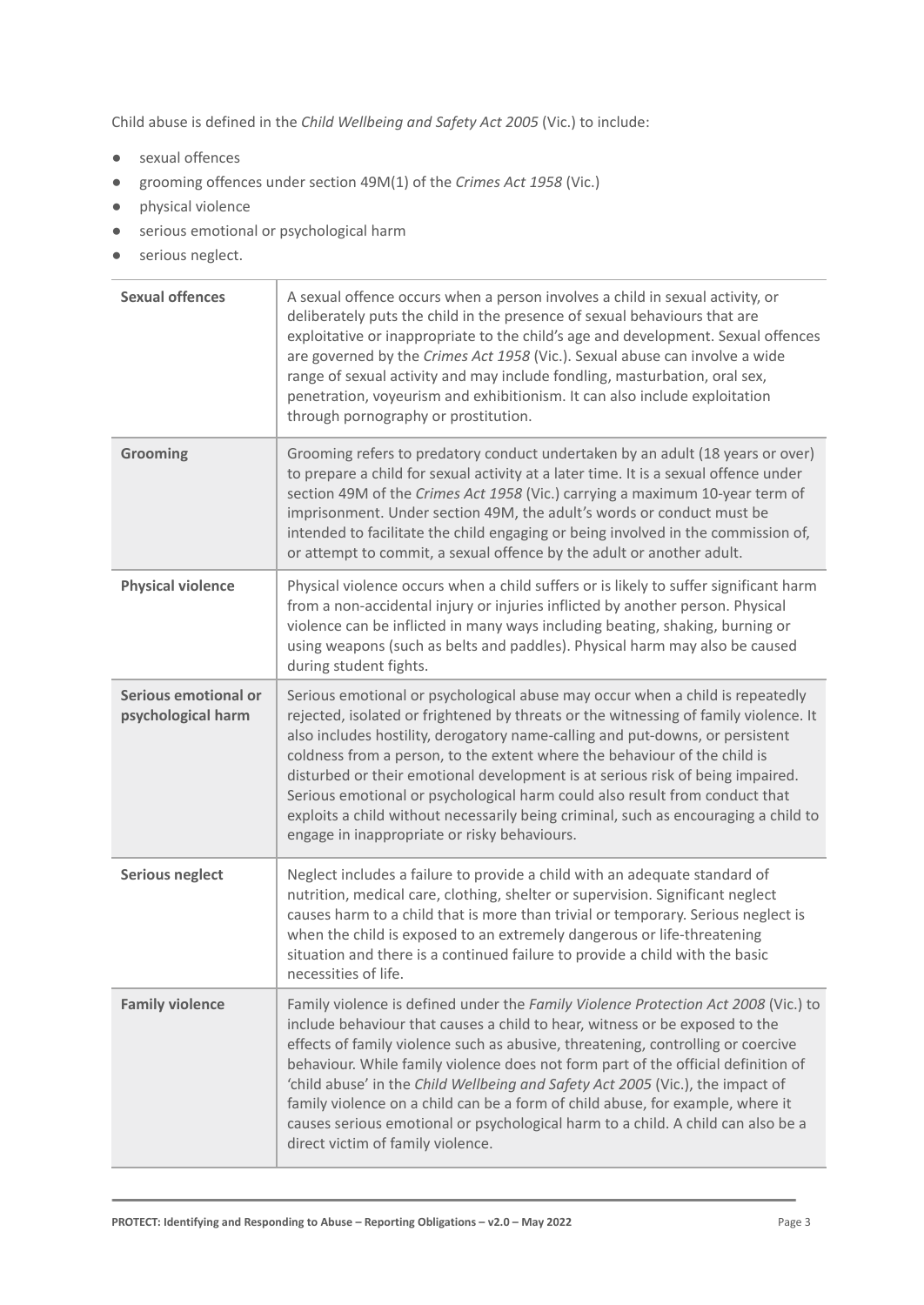Child abuse is defined in the *Child Wellbeing and Safety Act 2005* (Vic.) to include:

- sexual offences
- grooming offences under section 49M(1) of the *Crimes Act 1958* (Vic.)
- physical violence
- serious emotional or psychological harm
- serious neglect.

| | |
|---|---|
| **Sexual offences** | A sexual offence occurs when a person involves a child in sexual activity, or deliberately puts the child in the presence of sexual behaviours that are exploitative or inappropriate to the child's age and development. Sexual offences are governed by the *Crimes Act 1958* (Vic.). Sexual abuse can involve a wide range of sexual activity and may include fondling, masturbation, oral sex, penetration, voyeurism and exhibitionism. It can also include exploitation through pornography or prostitution. |
| **Grooming** | Grooming refers to predatory conduct undertaken by an adult (18 years or over) to prepare a child for sexual activity at a later time. It is a sexual offence under section 49M of the *Crimes Act 1958* (Vic.) carrying a maximum 10-year term of imprisonment. Under section 49M, the adult's words or conduct must be intended to facilitate the child engaging or being involved in the commission of, or attempt to commit, a sexual offence by the adult or another adult. |
| **Physical violence** | Physical violence occurs when a child suffers or is likely to suffer significant harm from a non-accidental injury or injuries inflicted by another person. Physical violence can be inflicted in many ways including beating, shaking, burning or using weapons (such as belts and paddles). Physical harm may also be caused during student fights. |
| **Serious emotional or psychological harm** | Serious emotional or psychological abuse may occur when a child is repeatedly rejected, isolated or frightened by threats or the witnessing of family violence. It also includes hostility, derogatory name-calling and put-downs, or persistent coldness from a person, to the extent where the behaviour of the child is disturbed or their emotional development is at serious risk of being impaired. Serious emotional or psychological harm could also result from conduct that exploits a child without necessarily being criminal, such as encouraging a child to engage in inappropriate or risky behaviours. |
| **Serious neglect** | Neglect includes a failure to provide a child with an adequate standard of nutrition, medical care, clothing, shelter or supervision. Significant neglect causes harm to a child that is more than trivial or temporary. Serious neglect is when the child is exposed to an extremely dangerous or life-threatening situation and there is a continued failure to provide a child with the basic necessities of life. |
| **Family violence** | Family violence is defined under the *Family Violence Protection Act 2008* (Vic.) to include behaviour that causes a child to hear, witness or be exposed to the effects of family violence such as abusive, threatening, controlling or coercive behaviour. While family violence does not form part of the official definition of 'child abuse' in the *Child Wellbeing and Safety Act 2005* (Vic.), the impact of family violence on a child can be a form of child abuse, for example, where it causes serious emotional or psychological harm to a child. A child can also be a direct victim of family violence. |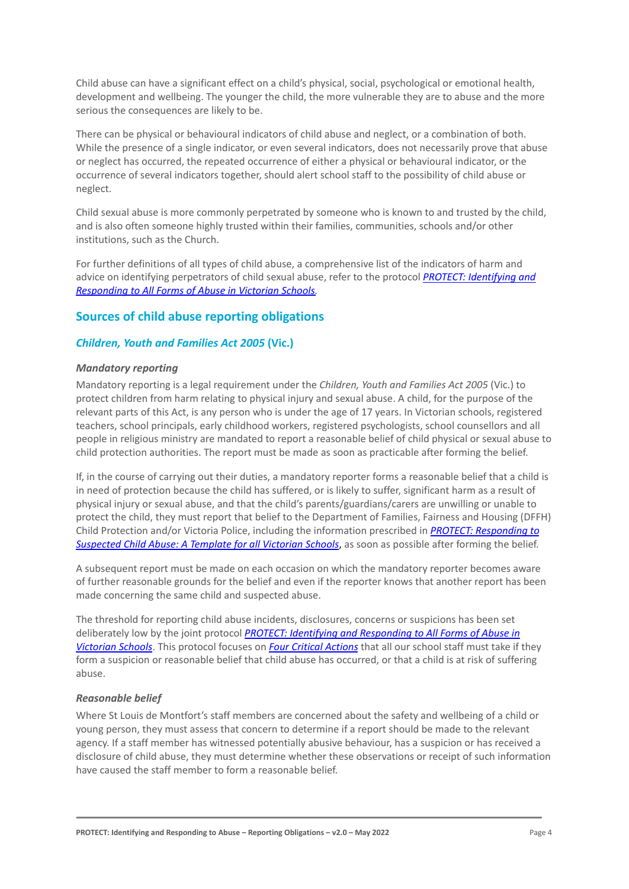Child abuse can have a significant effect on a child's physical, social, psychological or emotional health, development and wellbeing. The younger the child, the more vulnerable they are to abuse and the more serious the consequences are likely to be.

There can be physical or behavioural indicators of child abuse and neglect, or a combination of both. While the presence of a single indicator, or even several indicators, does not necessarily prove that abuse or neglect has occurred, the repeated occurrence of either a physical or behavioural indicator, or the occurrence of several indicators together, should alert school staff to the possibility of child abuse or neglect.

Child sexual abuse is more commonly perpetrated by someone who is known to and trusted by the child, and is also often someone highly trusted within their families, communities, schools and/or other institutions, such as the Church.

For further definitions of all types of child abuse, a comprehensive list of the indicators of harm and advice on identifying perpetrators of child sexual abuse, refer to the protocol *PROTECT: Identifying and Responding to All Forms of Abuse in Victorian Schools*.

## Sources of child abuse reporting obligations

### *Children, Youth and Families Act 2005* (Vic.)

#### *Mandatory reporting*

Mandatory reporting is a legal requirement under the *Children, Youth and Families Act 2005* (Vic.) to protect children from harm relating to physical injury and sexual abuse. A child, for the purpose of the relevant parts of this Act, is any person who is under the age of 17 years. In Victorian schools, registered teachers, school principals, early childhood workers, registered psychologists, school counsellors and all people in religious ministry are mandated to report a reasonable belief of child physical or sexual abuse to child protection authorities. The report must be made as soon as practicable after forming the belief.

If, in the course of carrying out their duties, a mandatory reporter forms a reasonable belief that a child is in need of protection because the child has suffered, or is likely to suffer, significant harm as a result of physical injury or sexual abuse, and that the child's parents/guardians/carers are unwilling or unable to protect the child, they must report that belief to the Department of Families, Fairness and Housing (DFFH) Child Protection and/or Victoria Police, including the information prescribed in ***PROTECT: Responding to Suspected Child Abuse: A Template for all Victorian Schools***, as soon as possible after forming the belief.

A subsequent report must be made on each occasion on which the mandatory reporter becomes aware of further reasonable grounds for the belief and even if the reporter knows that another report has been made concerning the same child and suspected abuse.

The threshold for reporting child abuse incidents, disclosures, concerns or suspicions has been set deliberately low by the joint protocol ***PROTECT: Identifying and Responding to All Forms of Abuse in Victorian Schools***. This protocol focuses on ***Four Critical Actions*** that all our school staff must take if they form a suspicion or reasonable belief that child abuse has occurred, or that a child is at risk of suffering abuse.

#### *Reasonable belief*

Where St Louis de Montfort's staff members are concerned about the safety and wellbeing of a child or young person, they must assess that concern to determine if a report should be made to the relevant agency. If a staff member has witnessed potentially abusive behaviour, has a suspicion or has received a disclosure of child abuse, they must determine whether these observations or receipt of such information have caused the staff member to form a reasonable belief.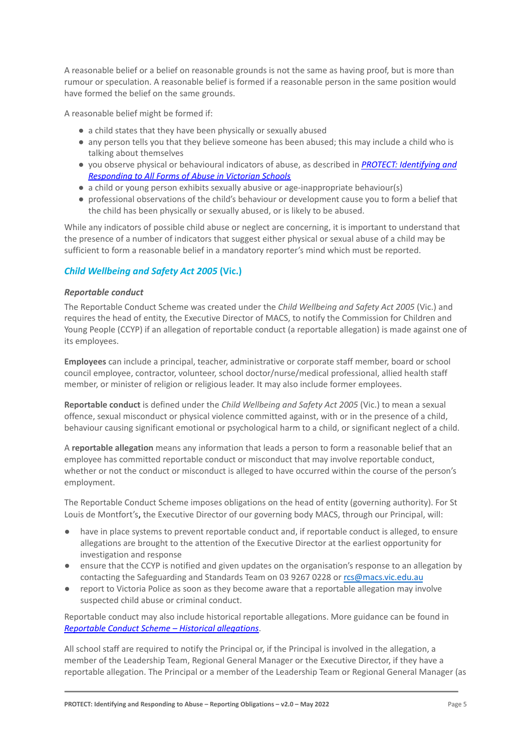A reasonable belief or a belief on reasonable grounds is not the same as having proof, but is more than rumour or speculation. A reasonable belief is formed if a reasonable person in the same position would have formed the belief on the same grounds.

A reasonable belief might be formed if:

- a child states that they have been physically or sexually abused
- any person tells you that they believe someone has been abused; this may include a child who is talking about themselves
- you observe physical or behavioural indicators of abuse, as described in [*PROTECT: Identifying and Responding to All Forms of Abuse in Victorian Schools*]
- a child or young person exhibits sexually abusive or age-inappropriate behaviour(s)
- professional observations of the child's behaviour or development cause you to form a belief that the child has been physically or sexually abused, or is likely to be abused.

While any indicators of possible child abuse or neglect are concerning, it is important to understand that the presence of a number of indicators that suggest either physical or sexual abuse of a child may be sufficient to form a reasonable belief in a mandatory reporter's mind which must be reported.

## *Child Wellbeing and Safety Act 2005* (Vic.)

### *Reportable conduct*

The Reportable Conduct Scheme was created under the *Child Wellbeing and Safety Act 2005* (Vic.) and requires the head of entity, the Executive Director of MACS, to notify the Commission for Children and Young People (CCYP) if an allegation of reportable conduct (a reportable allegation) is made against one of its employees.

**Employees** can include a principal, teacher, administrative or corporate staff member, board or school council employee, contractor, volunteer, school doctor/nurse/medical professional, allied health staff member, or minister of religion or religious leader. It may also include former employees.

**Reportable conduct** is defined under the *Child Wellbeing and Safety Act 2005* (Vic.) to mean a sexual offence, sexual misconduct or physical violence committed against, with or in the presence of a child, behaviour causing significant emotional or psychological harm to a child, or significant neglect of a child.

A **reportable allegation** means any information that leads a person to form a reasonable belief that an employee has committed reportable conduct or misconduct that may involve reportable conduct, whether or not the conduct or misconduct is alleged to have occurred within the course of the person's employment.

The Reportable Conduct Scheme imposes obligations on the head of entity (governing authority). For St Louis de Montfort's**,** the Executive Director of our governing body MACS, through our Principal, will:

- have in place systems to prevent reportable conduct and, if reportable conduct is alleged, to ensure allegations are brought to the attention of the Executive Director at the earliest opportunity for investigation and response
- ensure that the CCYP is notified and given updates on the organisation's response to an allegation by contacting the Safeguarding and Standards Team on 03 9267 0228 or rcs@macs.vic.edu.au
- report to Victoria Police as soon as they become aware that a reportable allegation may involve suspected child abuse or criminal conduct.

Reportable conduct may also include historical reportable allegations. More guidance can be found in [*Reportable Conduct Scheme – Historical allegations*].

All school staff are required to notify the Principal or, if the Principal is involved in the allegation, a member of the Leadership Team, Regional General Manager or the Executive Director, if they have a reportable allegation. The Principal or a member of the Leadership Team or Regional General Manager (as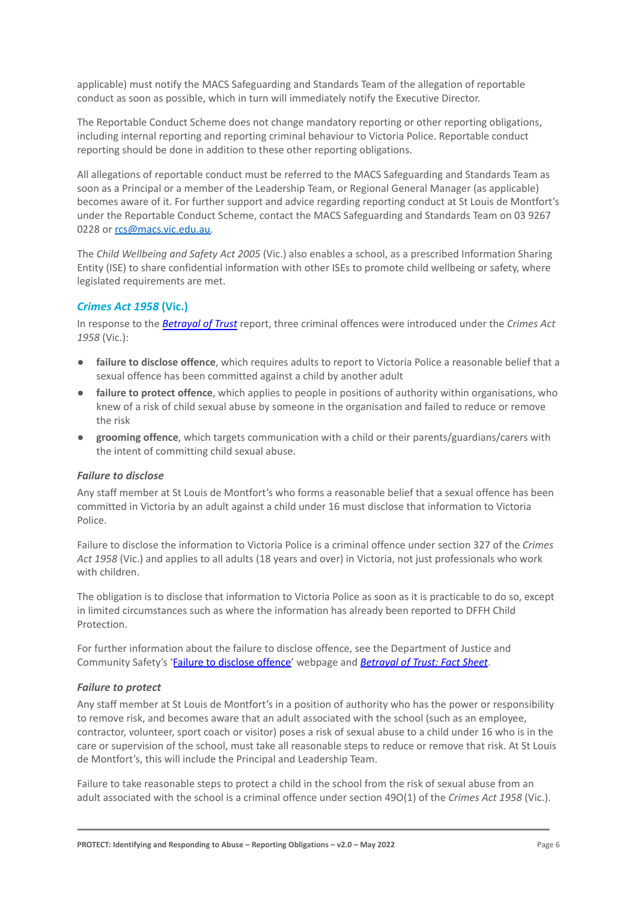applicable) must notify the MACS Safeguarding and Standards Team of the allegation of reportable conduct as soon as possible, which in turn will immediately notify the Executive Director.

The Reportable Conduct Scheme does not change mandatory reporting or other reporting obligations, including internal reporting and reporting criminal behaviour to Victoria Police. Reportable conduct reporting should be done in addition to these other reporting obligations.

All allegations of reportable conduct must be referred to the MACS Safeguarding and Standards Team as soon as a Principal or a member of the Leadership Team, or Regional General Manager (as applicable) becomes aware of it. For further support and advice regarding reporting conduct at St Louis de Montfort's under the Reportable Conduct Scheme, contact the MACS Safeguarding and Standards Team on 03 9267 0228 or [rcs@macs.vic.edu.au](mailto:rcs@macs.vic.edu.au).

The *Child Wellbeing and Safety Act 2005* (Vic.) also enables a school, as a prescribed Information Sharing Entity (ISE) to share confidential information with other ISEs to promote child wellbeing or safety, where legislated requirements are met.

### *Crimes Act 1958* (Vic.)

In response to the *Betrayal of Trust* report, three criminal offences were introduced under the *Crimes Act 1958* (Vic.):

- **failure to disclose offence**, which requires adults to report to Victoria Police a reasonable belief that a sexual offence has been committed against a child by another adult
- **failure to protect offence**, which applies to people in positions of authority within organisations, who knew of a risk of child sexual abuse by someone in the organisation and failed to reduce or remove the risk
- **grooming offence**, which targets communication with a child or their parents/guardians/carers with the intent of committing child sexual abuse.

#### *Failure to disclose*

Any staff member at St Louis de Montfort's who forms a reasonable belief that a sexual offence has been committed in Victoria by an adult against a child under 16 must disclose that information to Victoria Police.

Failure to disclose the information to Victoria Police is a criminal offence under section 327 of the *Crimes Act 1958* (Vic.) and applies to all adults (18 years and over) in Victoria, not just professionals who work with children.

The obligation is to disclose that information to Victoria Police as soon as it is practicable to do so, except in limited circumstances such as where the information has already been reported to DFFH Child Protection.

For further information about the failure to disclose offence, see the Department of Justice and Community Safety's 'Failure to disclose offence' webpage and *Betrayal of Trust: Fact Sheet*.

#### *Failure to protect*

Any staff member at St Louis de Montfort's in a position of authority who has the power or responsibility to remove risk, and becomes aware that an adult associated with the school (such as an employee, contractor, volunteer, sport coach or visitor) poses a risk of sexual abuse to a child under 16 who is in the care or supervision of the school, must take all reasonable steps to reduce or remove that risk. At St Louis de Montfort's, this will include the Principal and Leadership Team.

Failure to take reasonable steps to protect a child in the school from the risk of sexual abuse from an adult associated with the school is a criminal offence under section 49O(1) of the *Crimes Act 1958* (Vic.).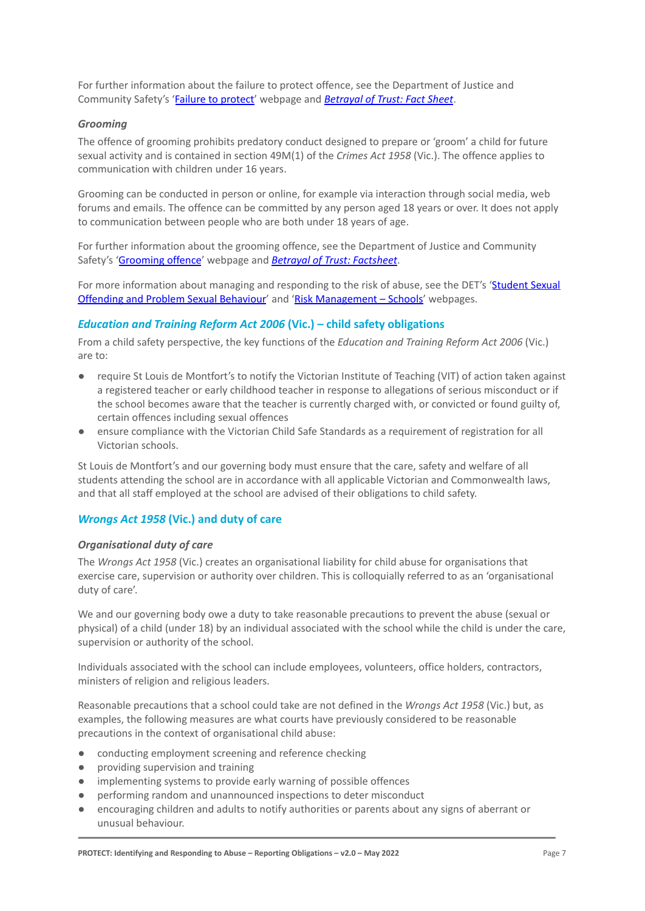For further information about the failure to protect offence, see the Department of Justice and Community Safety's '[Failure to protect](#)' webpage and [*Betrayal of Trust: Fact Sheet*](#).

### *Grooming*

The offence of grooming prohibits predatory conduct designed to prepare or 'groom' a child for future sexual activity and is contained in section 49M(1) of the *Crimes Act 1958* (Vic.). The offence applies to communication with children under 16 years.

Grooming can be conducted in person or online, for example via interaction through social media, web forums and emails. The offence can be committed by any person aged 18 years or over. It does not apply to communication between people who are both under 18 years of age.

For further information about the grooming offence, see the Department of Justice and Community Safety's '[Grooming offence](#)' webpage and [*Betrayal of Trust: Factsheet*](#).

For more information about managing and responding to the risk of abuse, see the DET's '[Student Sexual Offending and Problem Sexual Behaviour](#)' and '[Risk Management – Schools](#)' webpages.

## *Education and Training Reform Act 2006* (Vic.) – child safety obligations

From a child safety perspective, the key functions of the *Education and Training Reform Act 2006* (Vic.) are to:

- require St Louis de Montfort's to notify the Victorian Institute of Teaching (VIT) of action taken against a registered teacher or early childhood teacher in response to allegations of serious misconduct or if the school becomes aware that the teacher is currently charged with, or convicted or found guilty of, certain offences including sexual offences
- ensure compliance with the Victorian Child Safe Standards as a requirement of registration for all Victorian schools.

St Louis de Montfort's and our governing body must ensure that the care, safety and welfare of all students attending the school are in accordance with all applicable Victorian and Commonwealth laws, and that all staff employed at the school are advised of their obligations to child safety.

## *Wrongs Act 1958* (Vic.) and duty of care

### *Organisational duty of care*

The *Wrongs Act 1958* (Vic.) creates an organisational liability for child abuse for organisations that exercise care, supervision or authority over children. This is colloquially referred to as an 'organisational duty of care'.

We and our governing body owe a duty to take reasonable precautions to prevent the abuse (sexual or physical) of a child (under 18) by an individual associated with the school while the child is under the care, supervision or authority of the school.

Individuals associated with the school can include employees, volunteers, office holders, contractors, ministers of religion and religious leaders.

Reasonable precautions that a school could take are not defined in the *Wrongs Act 1958* (Vic.) but, as examples, the following measures are what courts have previously considered to be reasonable precautions in the context of organisational child abuse:

- conducting employment screening and reference checking
- providing supervision and training
- implementing systems to provide early warning of possible offences
- performing random and unannounced inspections to deter misconduct
- encouraging children and adults to notify authorities or parents about any signs of aberrant or unusual behaviour.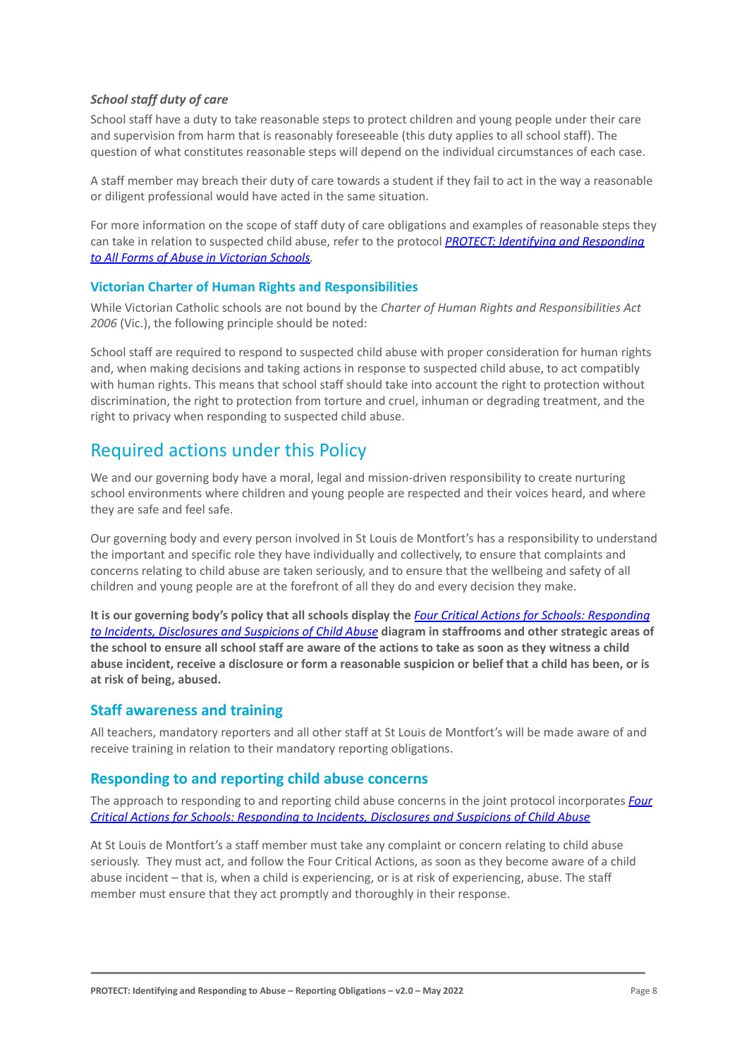***School staff duty of care***

School staff have a duty to take reasonable steps to protect children and young people under their care and supervision from harm that is reasonably foreseeable (this duty applies to all school staff). The question of what constitutes reasonable steps will depend on the individual circumstances of each case.

A staff member may breach their duty of care towards a student if they fail to act in the way a reasonable or diligent professional would have acted in the same situation.

For more information on the scope of staff duty of care obligations and examples of reasonable steps they can take in relation to suspected child abuse, refer to the protocol [*PROTECT: Identifying and Responding to All Forms of Abuse in Victorian Schools*](#).

### Victorian Charter of Human Rights and Responsibilities

While Victorian Catholic schools are not bound by the *Charter of Human Rights and Responsibilities Act 2006* (Vic.), the following principle should be noted:

School staff are required to respond to suspected child abuse with proper consideration for human rights and, when making decisions and taking actions in response to suspected child abuse, to act compatibly with human rights. This means that school staff should take into account the right to protection without discrimination, the right to protection from torture and cruel, inhuman or degrading treatment, and the right to privacy when responding to suspected child abuse.

## Required actions under this Policy

We and our governing body have a moral, legal and mission-driven responsibility to create nurturing school environments where children and young people are respected and their voices heard, and where they are safe and feel safe.

Our governing body and every person involved in St Louis de Montfort's has a responsibility to understand the important and specific role they have individually and collectively, to ensure that complaints and concerns relating to child abuse are taken seriously, and to ensure that the wellbeing and safety of all children and young people are at the forefront of all they do and every decision they make.

**It is our governing body's policy that all schools display the [*Four Critical Actions for Schools: Responding to Incidents, Disclosures and Suspicions of Child Abuse*](#) diagram in staffrooms and other strategic areas of the school to ensure all school staff are aware of the actions to take as soon as they witness a child abuse incident, receive a disclosure or form a reasonable suspicion or belief that a child has been, or is at risk of being, abused.**

### Staff awareness and training

All teachers, mandatory reporters and all other staff at St Louis de Montfort's will be made aware of and receive training in relation to their mandatory reporting obligations.

### Responding to and reporting child abuse concerns

The approach to responding to and reporting child abuse concerns in the joint protocol incorporates [*Four Critical Actions for Schools: Responding to Incidents, Disclosures and Suspicions of Child Abuse*](#)

At St Louis de Montfort's a staff member must take any complaint or concern relating to child abuse seriously. They must act, and follow the Four Critical Actions, as soon as they become aware of a child abuse incident – that is, when a child is experiencing, or is at risk of experiencing, abuse. The staff member must ensure that they act promptly and thoroughly in their response.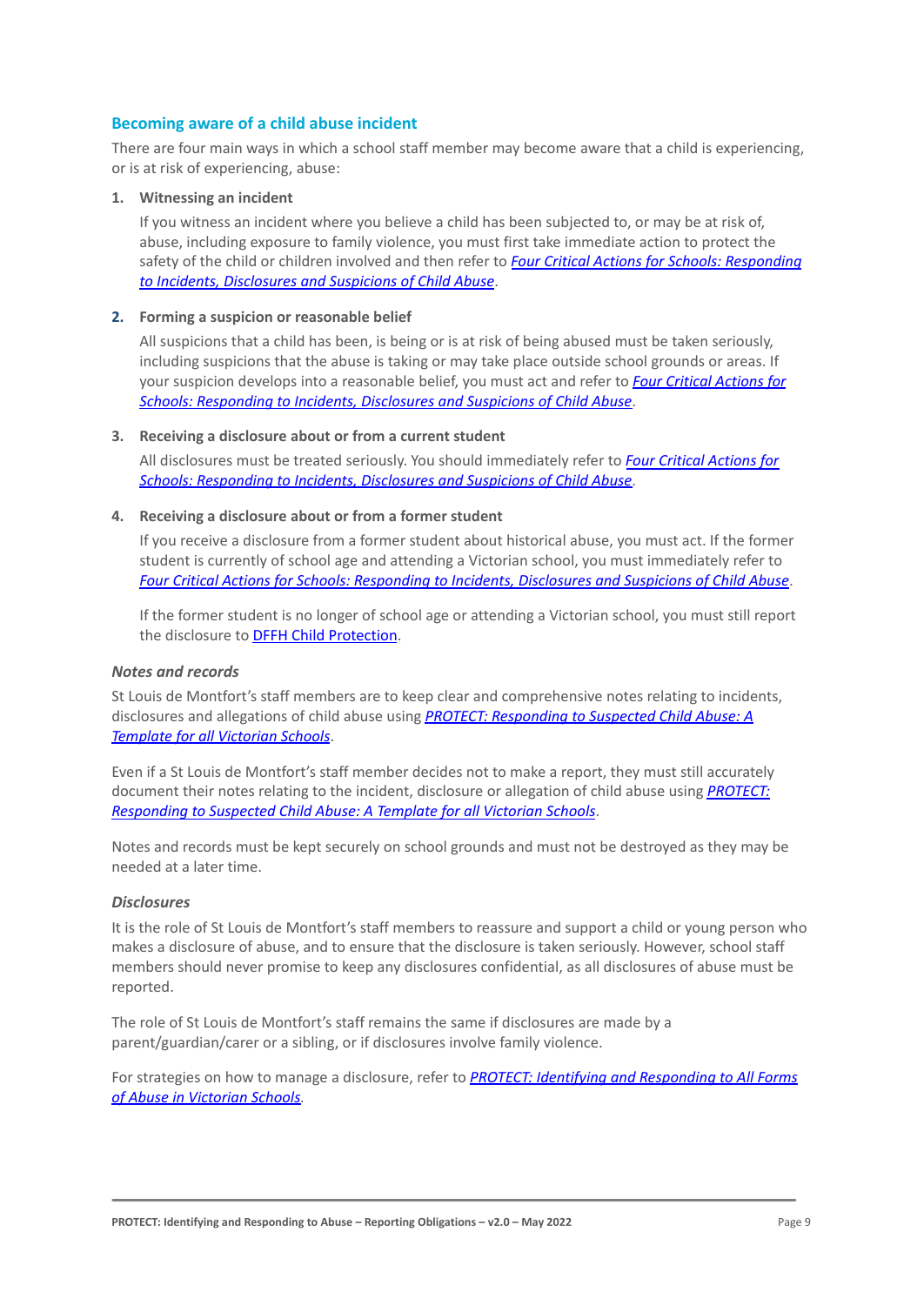## Becoming aware of a child abuse incident

There are four main ways in which a school staff member may become aware that a child is experiencing, or is at risk of experiencing, abuse:

1. **Witnessing an incident**

   If you witness an incident where you believe a child has been subjected to, or may be at risk of, abuse, including exposure to family violence, you must first take immediate action to protect the safety of the child or children involved and then refer to *Four Critical Actions for Schools: Responding to Incidents, Disclosures and Suspicions of Child Abuse*.

2. **Forming a suspicion or reasonable belief**

   All suspicions that a child has been, is being or is at risk of being abused must be taken seriously, including suspicions that the abuse is taking or may take place outside school grounds or areas. If your suspicion develops into a reasonable belief, you must act and refer to *Four Critical Actions for Schools: Responding to Incidents, Disclosures and Suspicions of Child Abuse*.

3. **Receiving a disclosure about or from a current student**

   All disclosures must be treated seriously. You should immediately refer to *Four Critical Actions for Schools: Responding to Incidents, Disclosures and Suspicions of Child Abuse*.

4. **Receiving a disclosure about or from a former student**

   If you receive a disclosure from a former student about historical abuse, you must act. If the former student is currently of school age and attending a Victorian school, you must immediately refer to *Four Critical Actions for Schools: Responding to Incidents, Disclosures and Suspicions of Child Abuse*.

   If the former student is no longer of school age or attending a Victorian school, you must still report the disclosure to DFFH Child Protection.

### *Notes and records*

St Louis de Montfort's staff members are to keep clear and comprehensive notes relating to incidents, disclosures and allegations of child abuse using *PROTECT: Responding to Suspected Child Abuse: A Template for all Victorian Schools*.

Even if a St Louis de Montfort's staff member decides not to make a report, they must still accurately document their notes relating to the incident, disclosure or allegation of child abuse using *PROTECT: Responding to Suspected Child Abuse: A Template for all Victorian Schools*.

Notes and records must be kept securely on school grounds and must not be destroyed as they may be needed at a later time.

### *Disclosures*

It is the role of St Louis de Montfort's staff members to reassure and support a child or young person who makes a disclosure of abuse, and to ensure that the disclosure is taken seriously. However, school staff members should never promise to keep any disclosures confidential, as all disclosures of abuse must be reported.

The role of St Louis de Montfort's staff remains the same if disclosures are made by a parent/guardian/carer or a sibling, or if disclosures involve family violence.

For strategies on how to manage a disclosure, refer to *PROTECT: Identifying and Responding to All Forms of Abuse in Victorian Schools*.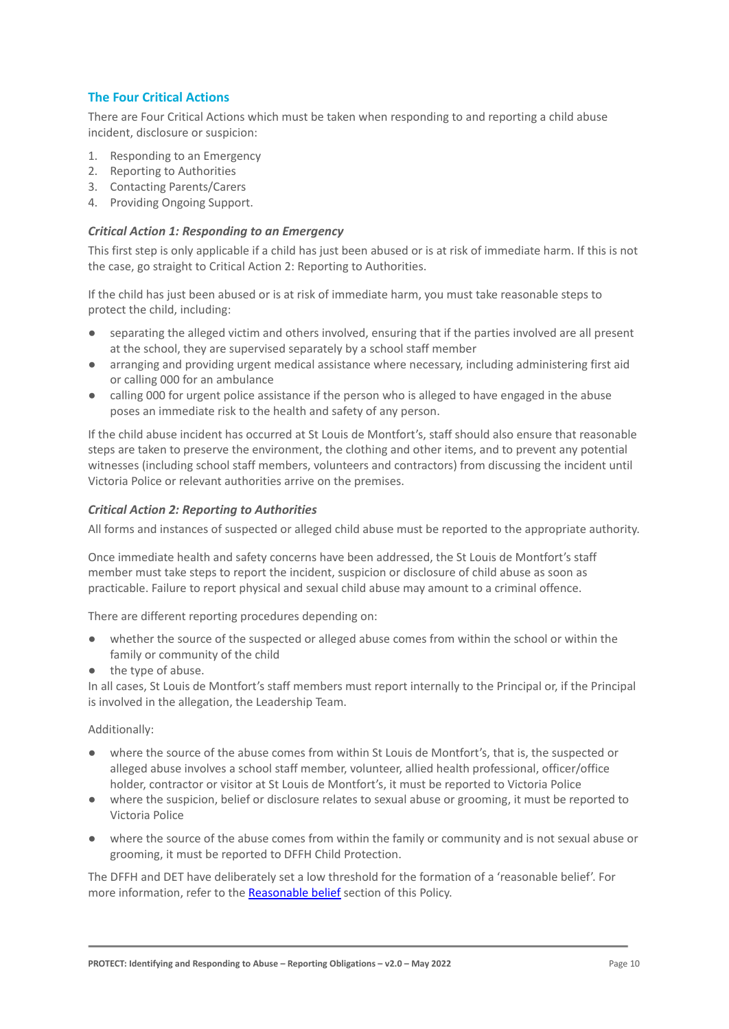## The Four Critical Actions

There are Four Critical Actions which must be taken when responding to and reporting a child abuse incident, disclosure or suspicion:

1. Responding to an Emergency
2. Reporting to Authorities
3. Contacting Parents/Carers
4. Providing Ongoing Support.

### *Critical Action 1: Responding to an Emergency*

This first step is only applicable if a child has just been abused or is at risk of immediate harm. If this is not the case, go straight to Critical Action 2: Reporting to Authorities.

If the child has just been abused or is at risk of immediate harm, you must take reasonable steps to protect the child, including:

- separating the alleged victim and others involved, ensuring that if the parties involved are all present at the school, they are supervised separately by a school staff member
- arranging and providing urgent medical assistance where necessary, including administering first aid or calling 000 for an ambulance
- calling 000 for urgent police assistance if the person who is alleged to have engaged in the abuse poses an immediate risk to the health and safety of any person.

If the child abuse incident has occurred at St Louis de Montfort's, staff should also ensure that reasonable steps are taken to preserve the environment, the clothing and other items, and to prevent any potential witnesses (including school staff members, volunteers and contractors) from discussing the incident until Victoria Police or relevant authorities arrive on the premises.

### *Critical Action 2: Reporting to Authorities*

All forms and instances of suspected or alleged child abuse must be reported to the appropriate authority.

Once immediate health and safety concerns have been addressed, the St Louis de Montfort's staff member must take steps to report the incident, suspicion or disclosure of child abuse as soon as practicable. Failure to report physical and sexual child abuse may amount to a criminal offence.

There are different reporting procedures depending on:

- whether the source of the suspected or alleged abuse comes from within the school or within the family or community of the child
- the type of abuse.

In all cases, St Louis de Montfort's staff members must report internally to the Principal or, if the Principal is involved in the allegation, the Leadership Team.

Additionally:

- where the source of the abuse comes from within St Louis de Montfort's, that is, the suspected or alleged abuse involves a school staff member, volunteer, allied health professional, officer/office holder, contractor or visitor at St Louis de Montfort's, it must be reported to Victoria Police
- where the suspicion, belief or disclosure relates to sexual abuse or grooming, it must be reported to Victoria Police
- where the source of the abuse comes from within the family or community and is not sexual abuse or grooming, it must be reported to DFFH Child Protection.

The DFFH and DET have deliberately set a low threshold for the formation of a 'reasonable belief'. For more information, refer to the Reasonable belief section of this Policy.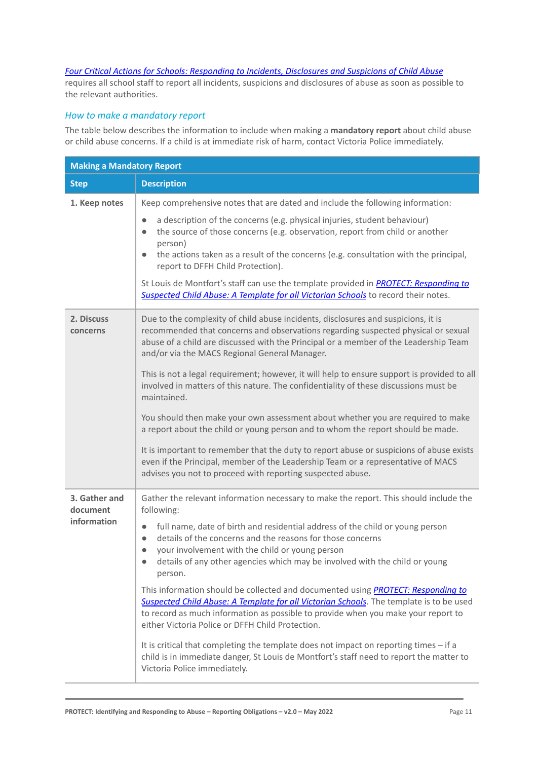*Four Critical Actions for Schools: Responding to Incidents, Disclosures and Suspicions of Child Abuse* requires all school staff to report all incidents, suspicions and disclosures of abuse as soon as possible to the relevant authorities.

### *How to make a mandatory report*

The table below describes the information to include when making a **mandatory report** about child abuse or child abuse concerns. If a child is at immediate risk of harm, contact Victoria Police immediately.

| **Making a Mandatory Report** | |
|---|---|
| **Step** | **Description** |
| **1. Keep notes** | Keep comprehensive notes that are dated and include the following information:<br>● a description of the concerns (e.g. physical injuries, student behaviour)<br>● the source of those concerns (e.g. observation, report from child or another person)<br>● the actions taken as a result of the concerns (e.g. consultation with the principal, report to DFFH Child Protection).<br><br>St Louis de Montfort's staff can use the template provided in *PROTECT: Responding to Suspected Child Abuse: A Template for all Victorian Schools* to record their notes. |
| **2. Discuss concerns** | Due to the complexity of child abuse incidents, disclosures and suspicions, it is recommended that concerns and observations regarding suspected physical or sexual abuse of a child are discussed with the Principal or a member of the Leadership Team and/or via the MACS Regional General Manager.<br><br>This is not a legal requirement; however, it will help to ensure support is provided to all involved in matters of this nature. The confidentiality of these discussions must be maintained.<br><br>You should then make your own assessment about whether you are required to make a report about the child or young person and to whom the report should be made.<br><br>It is important to remember that the duty to report abuse or suspicions of abuse exists even if the Principal, member of the Leadership Team or a representative of MACS advises you not to proceed with reporting suspected abuse. |
| **3. Gather and document information** | Gather the relevant information necessary to make the report. This should include the following:<br>● full name, date of birth and residential address of the child or young person<br>● details of the concerns and the reasons for those concerns<br>● your involvement with the child or young person<br>● details of any other agencies which may be involved with the child or young person.<br><br>This information should be collected and documented using *PROTECT: Responding to Suspected Child Abuse: A Template for all Victorian Schools*. The template is to be used to record as much information as possible to provide when you make your report to either Victoria Police or DFFH Child Protection.<br><br>It is critical that completing the template does not impact on reporting times – if a child is in immediate danger, St Louis de Montfort's staff need to report the matter to Victoria Police immediately. |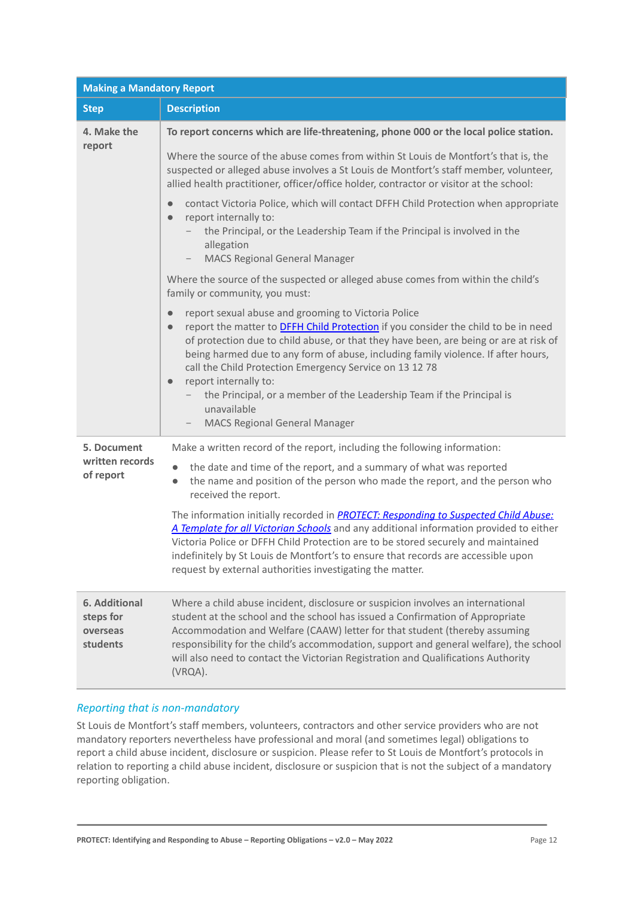| Making a Mandatory Report | |
|---|---|
| **Step** | **Description** |
| **4. Make the report** | **To report concerns which are life-threatening, phone 000 or the local police station.**<br><br>Where the source of the abuse comes from within St Louis de Montfort's that is, the suspected or alleged abuse involves a St Louis de Montfort's staff member, volunteer, allied health practitioner, officer/office holder, contractor or visitor at the school:<br><br>● contact Victoria Police, which will contact DFFH Child Protection when appropriate<br>● report internally to:<br>&nbsp;&nbsp;&nbsp;– the Principal, or the Leadership Team if the Principal is involved in the allegation<br>&nbsp;&nbsp;&nbsp;– MACS Regional General Manager<br><br>Where the source of the suspected or alleged abuse comes from within the child's family or community, you must:<br><br>● report sexual abuse and grooming to Victoria Police<br>● report the matter to [DFFH Child Protection]() if you consider the child to be in need of protection due to child abuse, or that they have been, are being or are at risk of being harmed due to any form of abuse, including family violence. If after hours, call the Child Protection Emergency Service on 13 12 78<br>● report internally to:<br>&nbsp;&nbsp;&nbsp;– the Principal, or a member of the Leadership Team if the Principal is unavailable<br>&nbsp;&nbsp;&nbsp;– MACS Regional General Manager |
| **5. Document written records of report** | Make a written record of the report, including the following information:<br><br>● the date and time of the report, and a summary of what was reported<br>● the name and position of the person who made the report, and the person who received the report.<br><br>The information initially recorded in [*PROTECT: Responding to Suspected Child Abuse: A Template for all Victorian Schools*]() and any additional information provided to either Victoria Police or DFFH Child Protection are to be stored securely and maintained indefinitely by St Louis de Montfort's to ensure that records are accessible upon request by external authorities investigating the matter. |
| **6. Additional steps for overseas students** | Where a child abuse incident, disclosure or suspicion involves an international student at the school and the school has issued a Confirmation of Appropriate Accommodation and Welfare (CAAW) letter for that student (thereby assuming responsibility for the child's accommodation, support and general welfare), the school will also need to contact the Victorian Registration and Qualifications Authority (VRQA). |

### *Reporting that is non-mandatory*

St Louis de Montfort's staff members, volunteers, contractors and other service providers who are not mandatory reporters nevertheless have professional and moral (and sometimes legal) obligations to report a child abuse incident, disclosure or suspicion. Please refer to St Louis de Montfort's protocols in relation to reporting a child abuse incident, disclosure or suspicion that is not the subject of a mandatory reporting obligation.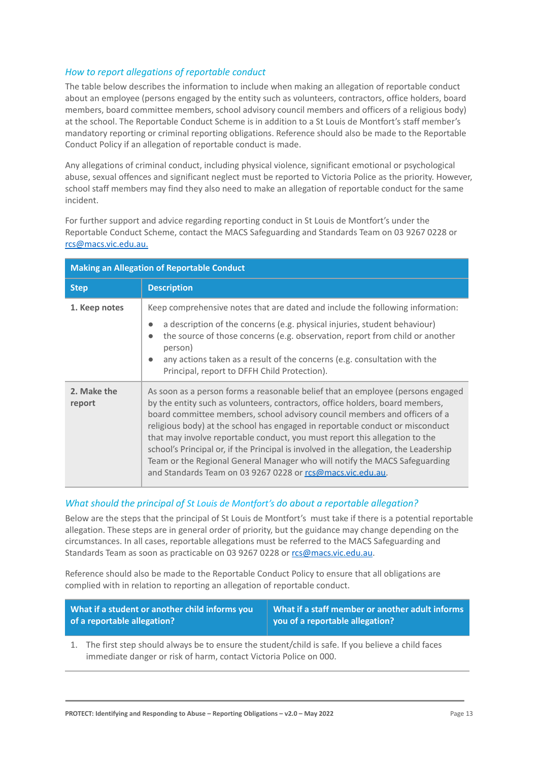### *How to report allegations of reportable conduct*

The table below describes the information to include when making an allegation of reportable conduct about an employee (persons engaged by the entity such as volunteers, contractors, office holders, board members, board committee members, school advisory council members and officers of a religious body) at the school. The Reportable Conduct Scheme is in addition to a St Louis de Montfort's staff member's mandatory reporting or criminal reporting obligations. Reference should also be made to the Reportable Conduct Policy if an allegation of reportable conduct is made.

Any allegations of criminal conduct, including physical violence, significant emotional or psychological abuse, sexual offences and significant neglect must be reported to Victoria Police as the priority. However, school staff members may find they also need to make an allegation of reportable conduct for the same incident.

For further support and advice regarding reporting conduct in St Louis de Montfort's under the Reportable Conduct Scheme, contact the MACS Safeguarding and Standards Team on 03 9267 0228 or rcs@macs.vic.edu.au.

| Making an Allegation of Reportable Conduct | |
|---|---|
| **Step** | **Description** |
| **1. Keep notes** | Keep comprehensive notes that are dated and include the following information:<br>● a description of the concerns (e.g. physical injuries, student behaviour)<br>● the source of those concerns (e.g. observation, report from child or another person)<br>● any actions taken as a result of the concerns (e.g. consultation with the Principal, report to DFFH Child Protection). |
| **2. Make the report** | As soon as a person forms a reasonable belief that an employee (persons engaged by the entity such as volunteers, contractors, office holders, board members, board committee members, school advisory council members and officers of a religious body) at the school has engaged in reportable conduct or misconduct that may involve reportable conduct, you must report this allegation to the school's Principal or, if the Principal is involved in the allegation, the Leadership Team or the Regional General Manager who will notify the MACS Safeguarding and Standards Team on 03 9267 0228 or rcs@macs.vic.edu.au. |

### *What should the principal of St Louis de Montfort's do about a reportable allegation?*

Below are the steps that the principal of St Louis de Montfort's must take if there is a potential reportable allegation. These steps are in general order of priority, but the guidance may change depending on the circumstances. In all cases, reportable allegations must be referred to the MACS Safeguarding and Standards Team as soon as practicable on 03 9267 0228 or rcs@macs.vic.edu.au.

Reference should also be made to the Reportable Conduct Policy to ensure that all obligations are complied with in relation to reporting an allegation of reportable conduct.

| What if a student or another child informs you of a reportable allegation? | What if a staff member or another adult informs you of a reportable allegation? |
|---|---|
| 1. The first step should always be to ensure the student/child is safe. If you believe a child faces immediate danger or risk of harm, contact Victoria Police on 000. | |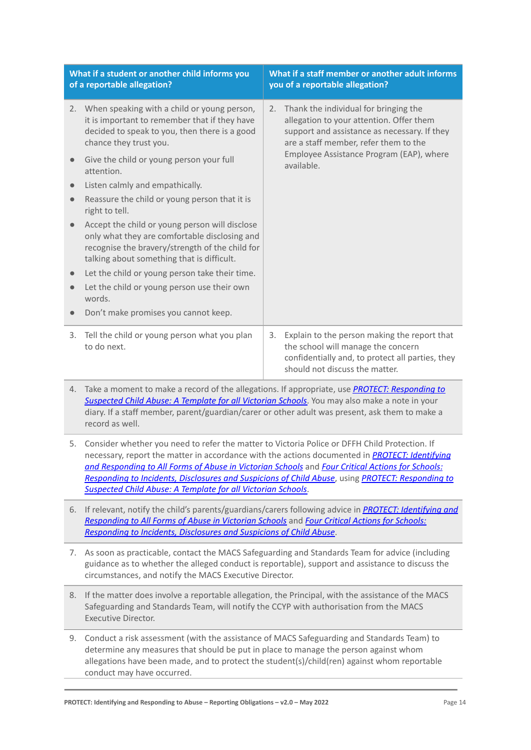| What if a student or another child informs you of a reportable allegation? | What if a staff member or another adult informs you of a reportable allegation? |
|---|---|
| 2. When speaking with a child or young person, it is important to remember that if they have decided to speak to you, then there is a good chance they trust you.<br>• Give the child or young person your full attention.<br>• Listen calmly and empathically.<br>• Reassure the child or young person that it is right to tell.<br>• Accept the child or young person will disclose only what they are comfortable disclosing and recognise the bravery/strength of the child for talking about something that is difficult.<br>• Let the child or young person take their time.<br>• Let the child or young person use their own words.<br>• Don't make promises you cannot keep. | 2. Thank the individual for bringing the allegation to your attention. Offer them support and assistance as necessary. If they are a staff member, refer them to the Employee Assistance Program (EAP), where available. |
| 3. Tell the child or young person what you plan to do next. | 3. Explain to the person making the report that the school will manage the concern confidentially and, to protect all parties, they should not discuss the matter. |
| 4. Take a moment to make a record of the allegations. If appropriate, use *PROTECT: Responding to Suspected Child Abuse: A Template for all Victorian Schools*. You may also make a note in your diary. If a staff member, parent/guardian/carer or other adult was present, ask them to make a record as well. | |
| 5. Consider whether you need to refer the matter to Victoria Police or DFFH Child Protection. If necessary, report the matter in accordance with the actions documented in *PROTECT: Identifying and Responding to All Forms of Abuse in Victorian Schools* and *Four Critical Actions for Schools: Responding to Incidents, Disclosures and Suspicions of Child Abuse*, using *PROTECT: Responding to Suspected Child Abuse: A Template for all Victorian Schools*. | |
| 6. If relevant, notify the child's parents/guardians/carers following advice in *PROTECT: Identifying and Responding to All Forms of Abuse in Victorian Schools* and *Four Critical Actions for Schools: Responding to Incidents, Disclosures and Suspicions of Child Abuse*. | |
| 7. As soon as practicable, contact the MACS Safeguarding and Standards Team for advice (including guidance as to whether the alleged conduct is reportable), support and assistance to discuss the circumstances, and notify the MACS Executive Director. | |
| 8. If the matter does involve a reportable allegation, the Principal, with the assistance of the MACS Safeguarding and Standards Team, will notify the CCYP with authorisation from the MACS Executive Director. | |
| 9. Conduct a risk assessment (with the assistance of MACS Safeguarding and Standards Team) to determine any measures that should be put in place to manage the person against whom allegations have been made, and to protect the student(s)/child(ren) against whom reportable conduct may have occurred. | |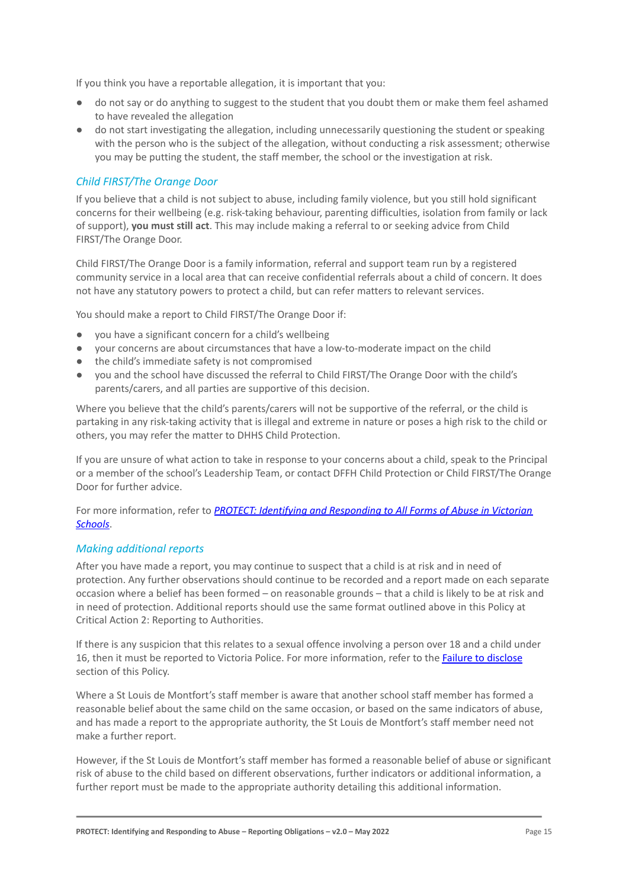If you think you have a reportable allegation, it is important that you:

- do not say or do anything to suggest to the student that you doubt them or make them feel ashamed to have revealed the allegation
- do not start investigating the allegation, including unnecessarily questioning the student or speaking with the person who is the subject of the allegation, without conducting a risk assessment; otherwise you may be putting the student, the staff member, the school or the investigation at risk.

### *Child FIRST/The Orange Door*

If you believe that a child is not subject to abuse, including family violence, but you still hold significant concerns for their wellbeing (e.g. risk-taking behaviour, parenting difficulties, isolation from family or lack of support), **you must still act**. This may include making a referral to or seeking advice from Child FIRST/The Orange Door.

Child FIRST/The Orange Door is a family information, referral and support team run by a registered community service in a local area that can receive confidential referrals about a child of concern. It does not have any statutory powers to protect a child, but can refer matters to relevant services.

You should make a report to Child FIRST/The Orange Door if:

- you have a significant concern for a child's wellbeing
- your concerns are about circumstances that have a low-to-moderate impact on the child
- the child's immediate safety is not compromised
- you and the school have discussed the referral to Child FIRST/The Orange Door with the child's parents/carers, and all parties are supportive of this decision.

Where you believe that the child's parents/carers will not be supportive of the referral, or the child is partaking in any risk-taking activity that is illegal and extreme in nature or poses a high risk to the child or others, you may refer the matter to DHHS Child Protection.

If you are unsure of what action to take in response to your concerns about a child, speak to the Principal or a member of the school's Leadership Team, or contact DFFH Child Protection or Child FIRST/The Orange Door for further advice.

For more information, refer to ***PROTECT: Identifying and Responding to All Forms of Abuse in Victorian Schools***.

### *Making additional reports*

After you have made a report, you may continue to suspect that a child is at risk and in need of protection. Any further observations should continue to be recorded and a report made on each separate occasion where a belief has been formed – on reasonable grounds – that a child is likely to be at risk and in need of protection. Additional reports should use the same format outlined above in this Policy at Critical Action 2: Reporting to Authorities.

If there is any suspicion that this relates to a sexual offence involving a person over 18 and a child under 16, then it must be reported to Victoria Police. For more information, refer to the Failure to disclose section of this Policy.

Where a St Louis de Montfort's staff member is aware that another school staff member has formed a reasonable belief about the same child on the same occasion, or based on the same indicators of abuse, and has made a report to the appropriate authority, the St Louis de Montfort's staff member need not make a further report.

However, if the St Louis de Montfort's staff member has formed a reasonable belief of abuse or significant risk of abuse to the child based on different observations, further indicators or additional information, a further report must be made to the appropriate authority detailing this additional information.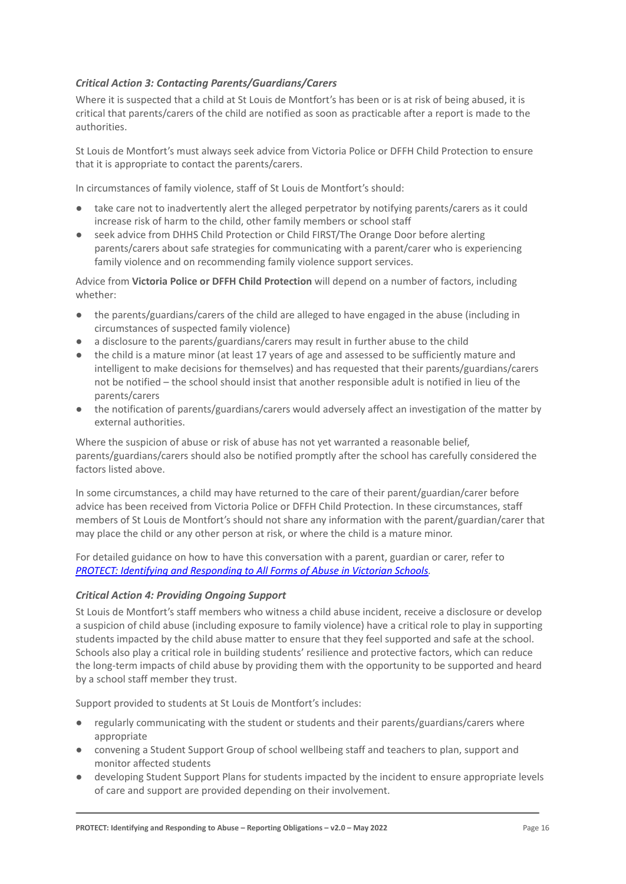### *Critical Action 3: Contacting Parents/Guardians/Carers*

Where it is suspected that a child at St Louis de Montfort's has been or is at risk of being abused, it is critical that parents/carers of the child are notified as soon as practicable after a report is made to the authorities.

St Louis de Montfort's must always seek advice from Victoria Police or DFFH Child Protection to ensure that it is appropriate to contact the parents/carers.

In circumstances of family violence, staff of St Louis de Montfort's should:

- take care not to inadvertently alert the alleged perpetrator by notifying parents/carers as it could increase risk of harm to the child, other family members or school staff
- seek advice from DHHS Child Protection or Child FIRST/The Orange Door before alerting parents/carers about safe strategies for communicating with a parent/carer who is experiencing family violence and on recommending family violence support services.

Advice from **Victoria Police or DFFH Child Protection** will depend on a number of factors, including whether:

- the parents/guardians/carers of the child are alleged to have engaged in the abuse (including in circumstances of suspected family violence)
- a disclosure to the parents/guardians/carers may result in further abuse to the child
- the child is a mature minor (at least 17 years of age and assessed to be sufficiently mature and intelligent to make decisions for themselves) and has requested that their parents/guardians/carers not be notified – the school should insist that another responsible adult is notified in lieu of the parents/carers
- the notification of parents/guardians/carers would adversely affect an investigation of the matter by external authorities.

Where the suspicion of abuse or risk of abuse has not yet warranted a reasonable belief, parents/guardians/carers should also be notified promptly after the school has carefully considered the factors listed above.

In some circumstances, a child may have returned to the care of their parent/guardian/carer before advice has been received from Victoria Police or DFFH Child Protection. In these circumstances, staff members of St Louis de Montfort's should not share any information with the parent/guardian/carer that may place the child or any other person at risk, or where the child is a mature minor.

For detailed guidance on how to have this conversation with a parent, guardian or carer, refer to *PROTECT: Identifying and Responding to All Forms of Abuse in Victorian Schools*.

### *Critical Action 4: Providing Ongoing Support*

St Louis de Montfort's staff members who witness a child abuse incident, receive a disclosure or develop a suspicion of child abuse (including exposure to family violence) have a critical role to play in supporting students impacted by the child abuse matter to ensure that they feel supported and safe at the school. Schools also play a critical role in building students' resilience and protective factors, which can reduce the long-term impacts of child abuse by providing them with the opportunity to be supported and heard by a school staff member they trust.

Support provided to students at St Louis de Montfort's includes:

- regularly communicating with the student or students and their parents/guardians/carers where appropriate
- convening a Student Support Group of school wellbeing staff and teachers to plan, support and monitor affected students
- developing Student Support Plans for students impacted by the incident to ensure appropriate levels of care and support are provided depending on their involvement.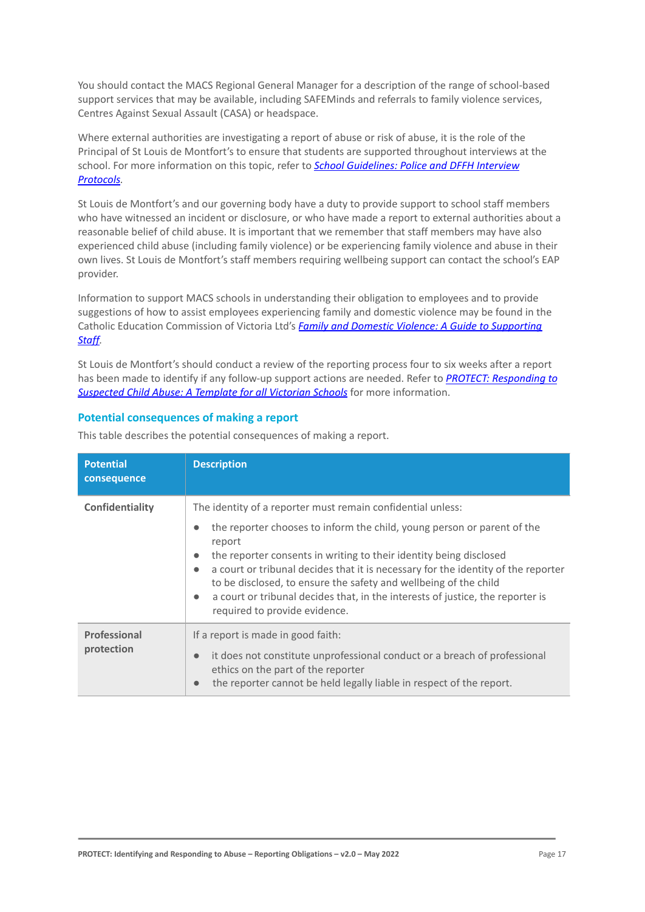You should contact the MACS Regional General Manager for a description of the range of school-based support services that may be available, including SAFEMinds and referrals to family violence services, Centres Against Sexual Assault (CASA) or headspace.

Where external authorities are investigating a report of abuse or risk of abuse, it is the role of the Principal of St Louis de Montfort's to ensure that students are supported throughout interviews at the school. For more information on this topic, refer to *School Guidelines: Police and DFFH Interview Protocols*.

St Louis de Montfort's and our governing body have a duty to provide support to school staff members who have witnessed an incident or disclosure, or who have made a report to external authorities about a reasonable belief of child abuse. It is important that we remember that staff members may have also experienced child abuse (including family violence) or be experiencing family violence and abuse in their own lives. St Louis de Montfort's staff members requiring wellbeing support can contact the school's EAP provider.

Information to support MACS schools in understanding their obligation to employees and to provide suggestions of how to assist employees experiencing family and domestic violence may be found in the Catholic Education Commission of Victoria Ltd's *Family and Domestic Violence: A Guide to Supporting Staff*.

St Louis de Montfort's should conduct a review of the reporting process four to six weeks after a report has been made to identify if any follow-up support actions are needed. Refer to *PROTECT: Responding to Suspected Child Abuse: A Template for all Victorian Schools* for more information.

## Potential consequences of making a report

This table describes the potential consequences of making a report.

| Potential consequence | Description |
|---|---|
| **Confidentiality** | The identity of a reporter must remain confidential unless:<br>• the reporter chooses to inform the child, young person or parent of the report<br>• the reporter consents in writing to their identity being disclosed<br>• a court or tribunal decides that it is necessary for the identity of the reporter to be disclosed, to ensure the safety and wellbeing of the child<br>• a court or tribunal decides that, in the interests of justice, the reporter is required to provide evidence. |
| **Professional protection** | If a report is made in good faith:<br>• it does not constitute unprofessional conduct or a breach of professional ethics on the part of the reporter<br>• the reporter cannot be held legally liable in respect of the report. |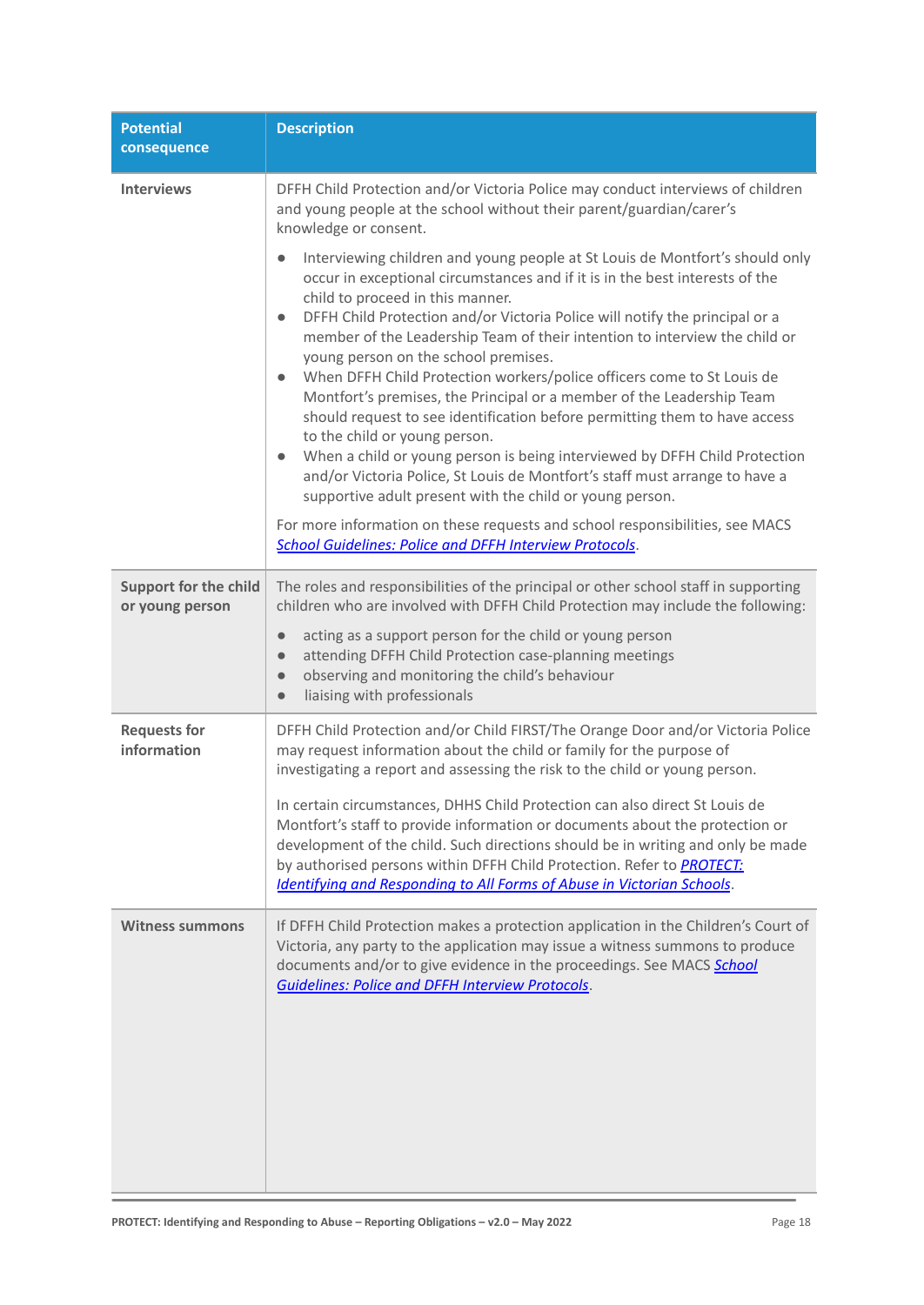| Potential consequence | Description |
| --- | --- |
| **Interviews** | DFFH Child Protection and/or Victoria Police may conduct interviews of children and young people at the school without their parent/guardian/carer's knowledge or consent.<br><br>● Interviewing children and young people at St Louis de Montfort's should only occur in exceptional circumstances and if it is in the best interests of the child to proceed in this manner.<br>● DFFH Child Protection and/or Victoria Police will notify the principal or a member of the Leadership Team of their intention to interview the child or young person on the school premises.<br>● When DFFH Child Protection workers/police officers come to St Louis de Montfort's premises, the Principal or a member of the Leadership Team should request to see identification before permitting them to have access to the child or young person.<br>● When a child or young person is being interviewed by DFFH Child Protection and/or Victoria Police, St Louis de Montfort's staff must arrange to have a supportive adult present with the child or young person.<br><br>For more information on these requests and school responsibilities, see MACS *School Guidelines: Police and DFFH Interview Protocols*. |
| **Support for the child or young person** | The roles and responsibilities of the principal or other school staff in supporting children who are involved with DFFH Child Protection may include the following:<br><br>● acting as a support person for the child or young person<br>● attending DFFH Child Protection case-planning meetings<br>● observing and monitoring the child's behaviour<br>● liaising with professionals |
| **Requests for information** | DFFH Child Protection and/or Child FIRST/The Orange Door and/or Victoria Police may request information about the child or family for the purpose of investigating a report and assessing the risk to the child or young person.<br><br>In certain circumstances, DHHS Child Protection can also direct St Louis de Montfort's staff to provide information or documents about the protection or development of the child. Such directions should be in writing and only be made by authorised persons within DFFH Child Protection. Refer to *PROTECT: Identifying and Responding to All Forms of Abuse in Victorian Schools*. |
| **Witness summons** | If DFFH Child Protection makes a protection application in the Children's Court of Victoria, any party to the application may issue a witness summons to produce documents and/or to give evidence in the proceedings. See MACS *School Guidelines: Police and DFFH Interview Protocols*. |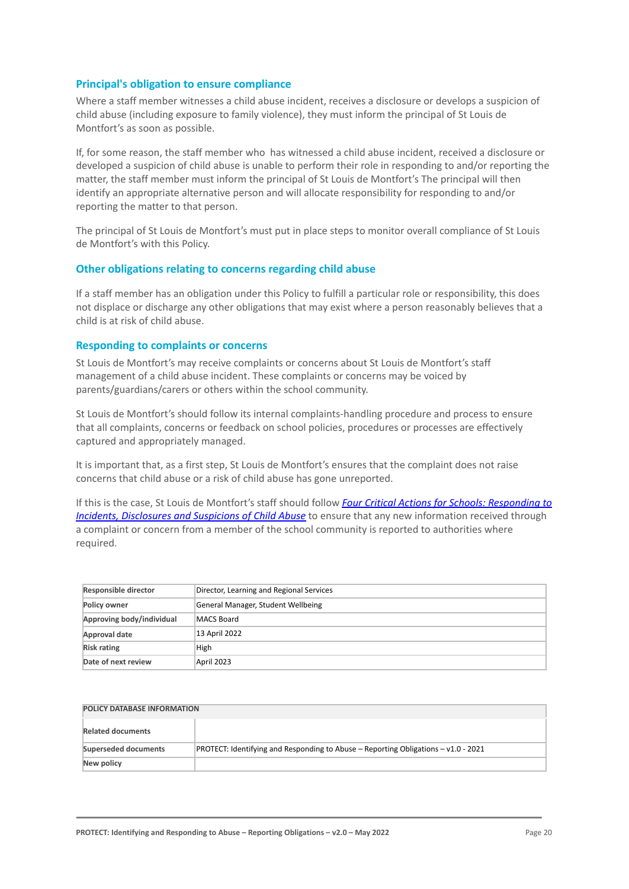### Principal's obligation to ensure compliance

Where a staff member witnesses a child abuse incident, receives a disclosure or develops a suspicion of child abuse (including exposure to family violence), they must inform the principal of St Louis de Montfort's as soon as possible.

If, for some reason, the staff member who has witnessed a child abuse incident, received a disclosure or developed a suspicion of child abuse is unable to perform their role in responding to and/or reporting the matter, the staff member must inform the principal of St Louis de Montfort's The principal will then identify an appropriate alternative person and will allocate responsibility for responding to and/or reporting the matter to that person.

The principal of St Louis de Montfort's must put in place steps to monitor overall compliance of St Louis de Montfort's with this Policy.

### Other obligations relating to concerns regarding child abuse

If a staff member has an obligation under this Policy to fulfill a particular role or responsibility, this does not displace or discharge any other obligations that may exist where a person reasonably believes that a child is at risk of child abuse.

### Responding to complaints or concerns

St Louis de Montfort's may receive complaints or concerns about St Louis de Montfort's staff management of a child abuse incident. These complaints or concerns may be voiced by parents/guardians/carers or others within the school community.

St Louis de Montfort's should follow its internal complaints-handling procedure and process to ensure that all complaints, concerns or feedback on school policies, procedures or processes are effectively captured and appropriately managed.

It is important that, as a first step, St Louis de Montfort's ensures that the complaint does not raise concerns that child abuse or a risk of child abuse has gone unreported.

If this is the case, St Louis de Montfort's staff should follow *Four Critical Actions for Schools: Responding to Incidents, Disclosures and Suspicions of Child Abuse* to ensure that any new information received through a complaint or concern from a member of the school community is reported to authorities where required.

| | |
|---|---|
| **Responsible director** | Director, Learning and Regional Services |
| **Policy owner** | General Manager, Student Wellbeing |
| **Approving body/individual** | MACS Board |
| **Approval date** | 13 April 2022 |
| **Risk rating** | High |
| **Date of next review** | April 2023 |

| **POLICY DATABASE INFORMATION** | |
|---|---|
| **Related documents** | |
| **Superseded documents** | PROTECT: Identifying and Responding to Abuse – Reporting Obligations – v1.0 - 2021 |
| **New policy** | |